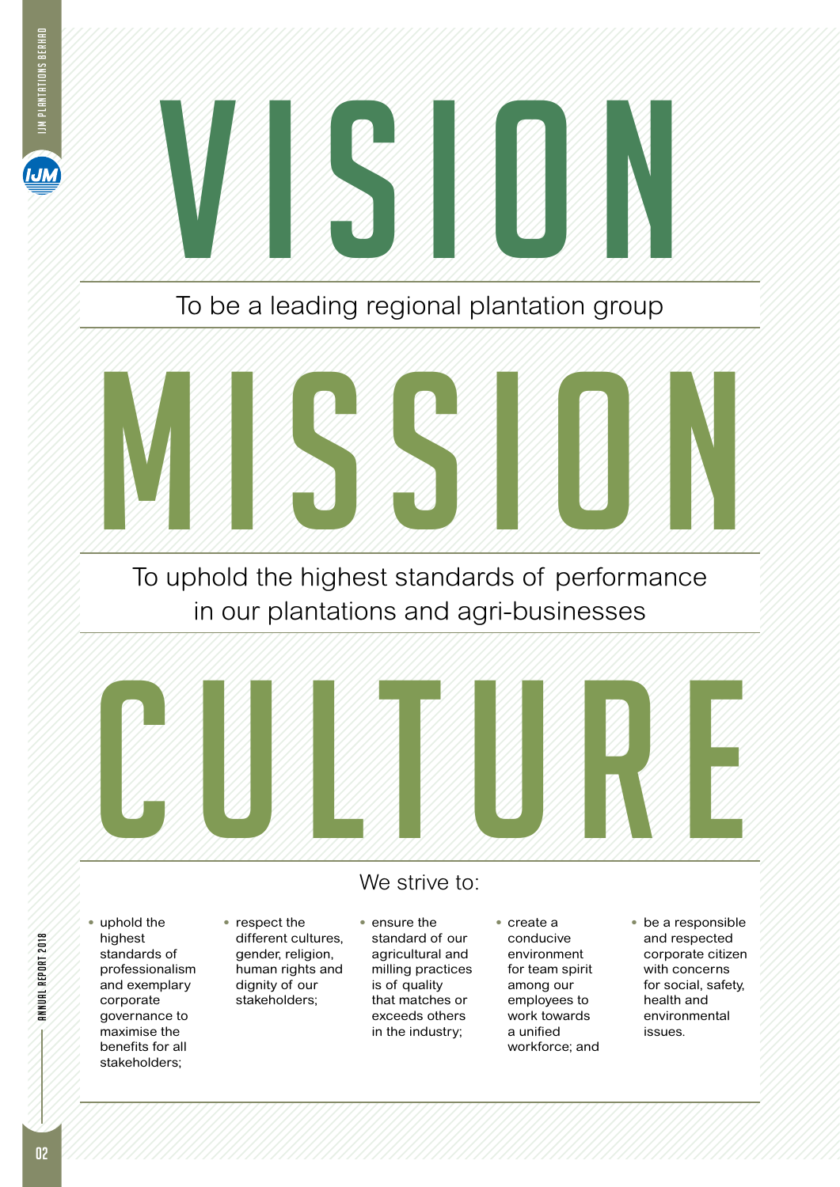# VISION

To be a leading regional plantation group

# MISSION

To uphold the highest standards of performance in our plantations and agri-businesses

# CULTURE

We strive to:

- uphold the highest standards of professionalism and exemplary corporate governance to maximise the benefits for all stakeholders;
- respect the different cultures, gender, religion, human rights and dignity of our stakeholders;
- ensure the standard of our agricultural and milling practices is of quality that matches or exceeds others in the industry;
- create a conducive environment for team spirit among our employees to work towards a unified workforce; and
- be a responsible and respected corporate citizen with concerns for social, safety, health and environmental issues.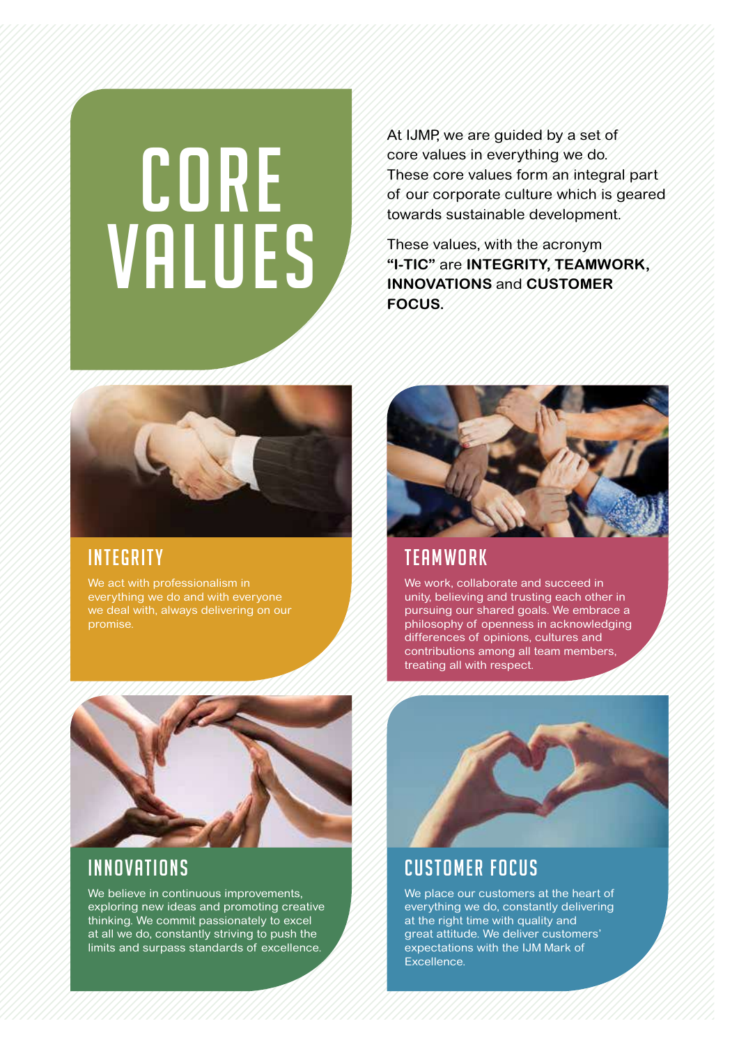# CORE VALUES

At IJMP, we are guided by a set of core values in everything we do. These core values form an integral part of our corporate culture which is geared towards sustainable development.

These values, with the acronym **"I-TIC"** are **INTEGRITY, TEAMWORK, INNOVATIONS** and **CUSTOMER FOCUS.**

## INTEGRITY

We act with professionalism in everything we do and with everyone we deal with, always delivering on our promise.

## TEAMWORK

We work, collaborate and succeed in unity, believing and trusting each other in pursuing our shared goals. We embrace a philosophy of openness in acknowledging differences of opinions, cultures and contributions among all team members, treating all with respect.

## INNOVATIONS

We believe in continuous improvements, exploring new ideas and promoting creative thinking. We commit passionately to excel at all we do, constantly striving to push the limits and surpass standards of excellence.

## CUSTOMER FOCUS

We place our customers at the heart of everything we do, constantly delivering at the right time with quality and great attitude. We deliver customers' expectations with the IJM Mark of Excellence.